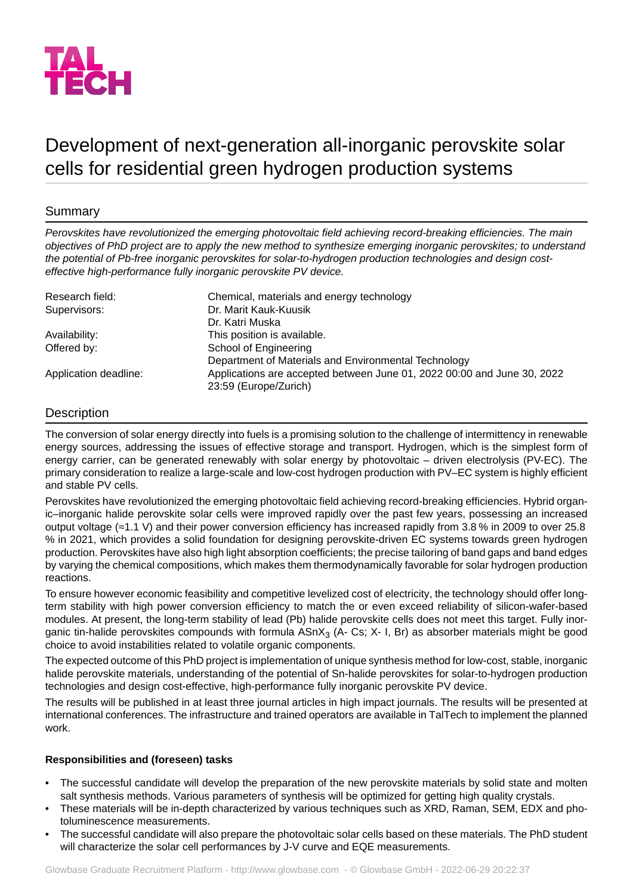TAL TECH

# Development of next-generation all-inorganic perovskite solar cells for residential green hydrogen production systems

## Summary

*Perovskites have revolutionized the emerging photovoltaic field achieving record-breaking efficiencies. The main objectives of PhD project are to apply the new method to synthesize emerging inorganic perovskites; to understand the potential of Pb-free inorganic perovskites for solar-to-hydrogen production technologies and design cost-effective high-performance fully inorganic perovskite PV device.*

| | |
|---|---|
| Research field: | Chemical, materials and energy technology |
| Supervisors: | Dr. Marit Kauk-Kuusik<br>Dr. Katri Muska |
| Availability: | This position is available. |
| Offered by: | School of Engineering<br>Department of Materials and Environmental Technology |
| Application deadline: | Applications are accepted between June 01, 2022 00:00 and June 30, 2022 23:59 (Europe/Zurich) |

## Description

The conversion of solar energy directly into fuels is a promising solution to the challenge of intermittency in renewable energy sources, addressing the issues of effective storage and transport. Hydrogen, which is the simplest form of energy carrier, can be generated renewably with solar energy by photovoltaic – driven electrolysis (PV-EC). The primary consideration to realize a large-scale and low-cost hydrogen production with PV–EC system is highly efficient and stable PV cells.

Perovskites have revolutionized the emerging photovoltaic field achieving record-breaking efficiencies. Hybrid organic–inorganic halide perovskite solar cells were improved rapidly over the past few years, possessing an increased output voltage (≈1.1 V) and their power conversion efficiency has increased rapidly from 3.8 % in 2009 to over 25.8 % in 2021, which provides a solid foundation for designing perovskite-driven EC systems towards green hydrogen production. Perovskites have also high light absorption coefficients; the precise tailoring of band gaps and band edges by varying the chemical compositions, which makes them thermodynamically favorable for solar hydrogen production reactions.

To ensure however economic feasibility and competitive levelized cost of electricity, the technology should offer long-term stability with high power conversion efficiency to match the or even exceed reliability of silicon-wafer-based modules. At present, the long-term stability of lead (Pb) halide perovskite cells does not meet this target. Fully inorganic tin-halide perovskites compounds with formula $ASnX_3$ (A- Cs; X- I, Br) as absorber materials might be good choice to avoid instabilities related to volatile organic components.

The expected outcome of this PhD project is implementation of unique synthesis method for low-cost, stable, inorganic halide perovskite materials, understanding of the potential of Sn-halide perovskites for solar-to-hydrogen production technologies and design cost-effective, high-performance fully inorganic perovskite PV device.

The results will be published in at least three journal articles in high impact journals. The results will be presented at international conferences. The infrastructure and trained operators are available in TalTech to implement the planned work.

**Responsibilities and (foreseen) tasks**

- The successful candidate will develop the preparation of the new perovskite materials by solid state and molten salt synthesis methods. Various parameters of synthesis will be optimized for getting high quality crystals.
- These materials will be in-depth characterized by various techniques such as XRD, Raman, SEM, EDX and photoluminescence measurements.
- The successful candidate will also prepare the photovoltaic solar cells based on these materials. The PhD student will characterize the solar cell performances by J-V curve and EQE measurements.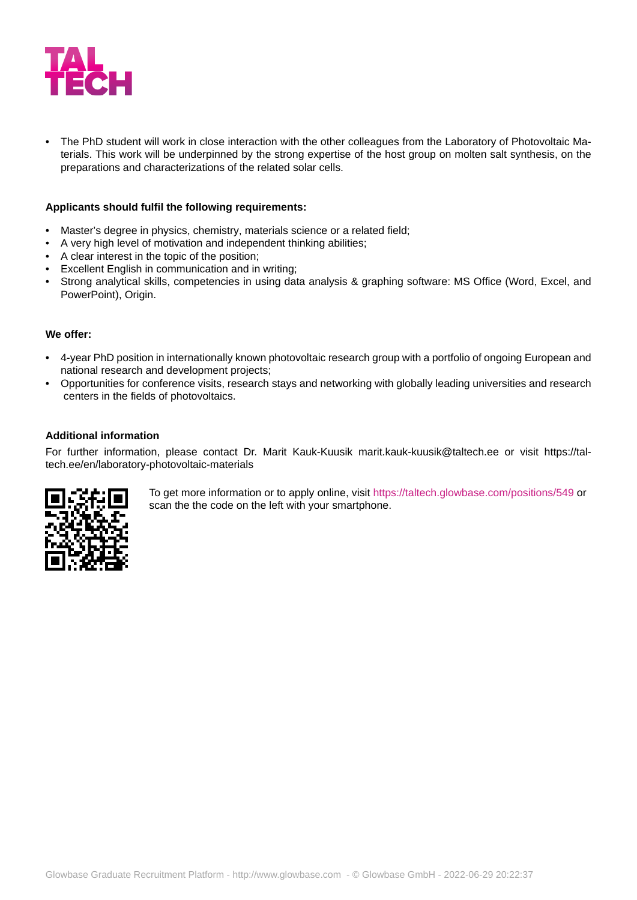- The PhD student will work in close interaction with the other colleagues from the Laboratory of Photovoltaic Materials. This work will be underpinned by the strong expertise of the host group on molten salt synthesis, on the preparations and characterizations of the related solar cells.

**Applicants should fulfil the following requirements:**

- Master's degree in physics, chemistry, materials science or a related field;
- A very high level of motivation and independent thinking abilities;
- A clear interest in the topic of the position;
- Excellent English in communication and in writing;
- Strong analytical skills, competencies in using data analysis & graphing software: MS Office (Word, Excel, and PowerPoint), Origin.

**We offer:**

- 4-year PhD position in internationally known photovoltaic research group with a portfolio of ongoing European and national research and development projects;
- Opportunities for conference visits, research stays and networking with globally leading universities and research centers in the fields of photovoltaics.

**Additional information**

For further information, please contact Dr. Marit Kauk-Kuusik marit.kauk-kuusik@taltech.ee or visit https://taltech.ee/en/laboratory-photovoltaic-materials

To get more information or to apply online, visit https://taltech.glowbase.com/positions/549 or scan the the code on the left with your smartphone.